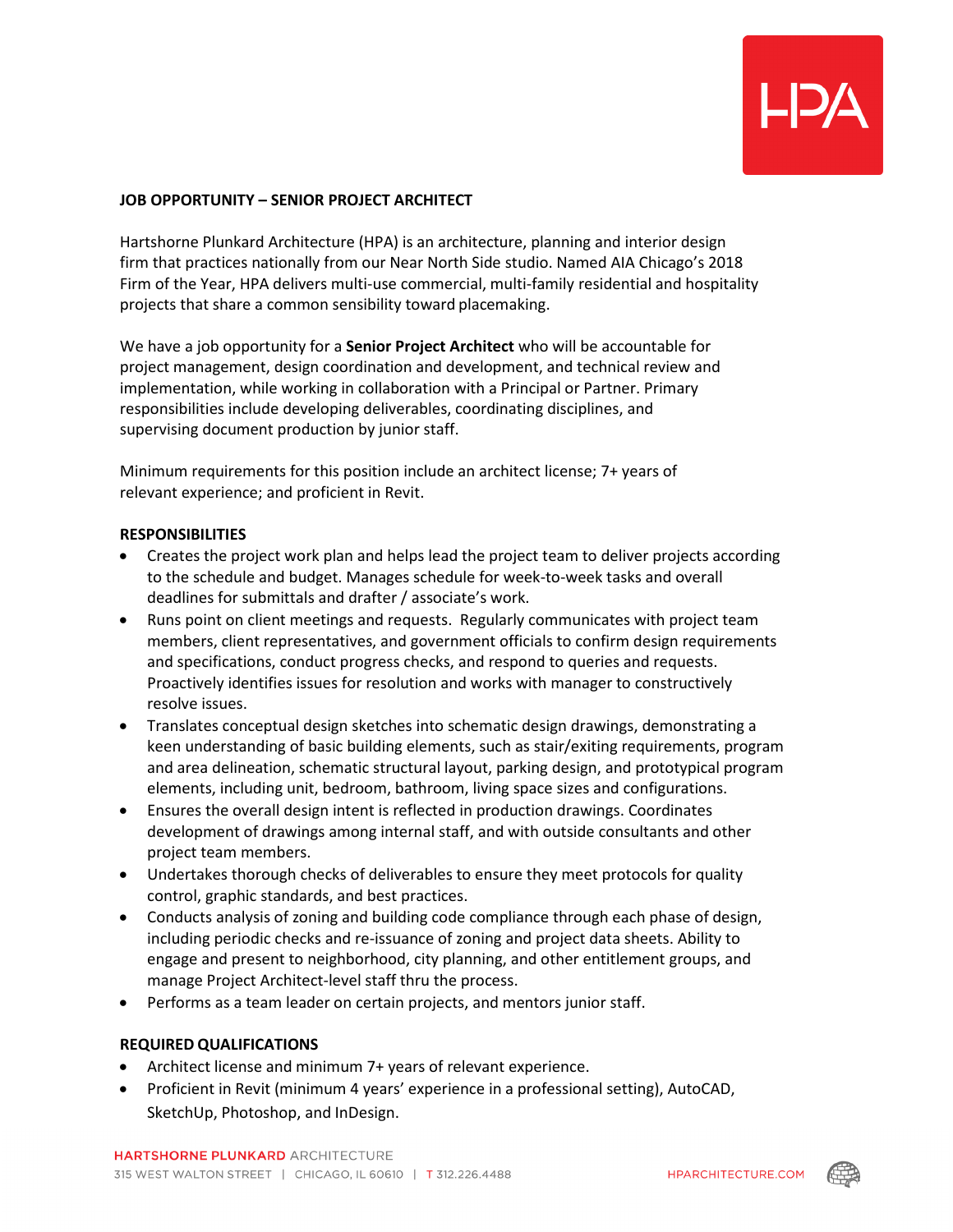## JOB OPPORTUNITY – SENIOR PROJECT ARCHITECT

Hartshorne Plunkard Architecture (HPA) is an architecture, planning and interior design firm that practices nationally from our Near North Side studio. Named AIA Chicago's 2018 Firm of the Year, HPA delivers multi-use commercial, multi-family residential and hospitality projects that share a common sensibility toward placemaking.

We have a job opportunity for a **Senior Project Architect** who will be accountable for project management, design coordination and development, and technical review and implementation, while working in collaboration with a Principal or Partner. Primary responsibilities include developing deliverables, coordinating disciplines, and supervising document production by junior staff.

Minimum requirements for this position include an architect license; 7+ years of relevant experience; and proficient in Revit.

### RESPONSIBILITIES

- Creates the project work plan and helps lead the project team to deliver projects according to the schedule and budget. Manages schedule for week-to-week tasks and overall deadlines for submittals and drafter / associate's work.
- Runs point on client meetings and requests. Regularly communicates with project team members, client representatives, and government officials to confirm design requirements and specifications, conduct progress checks, and respond to queries and requests. Proactively identifies issues for resolution and works with manager to constructively resolve issues.
- Translates conceptual design sketches into schematic design drawings, demonstrating a keen understanding of basic building elements, such as stair/exiting requirements, program and area delineation, schematic structural layout, parking design, and prototypical program elements, including unit, bedroom, bathroom, living space sizes and configurations.
- Ensures the overall design intent is reflected in production drawings. Coordinates development of drawings among internal staff, and with outside consultants and other project team members.
- Undertakes thorough checks of deliverables to ensure they meet protocols for quality control, graphic standards, and best practices.
- Conducts analysis of zoning and building code compliance through each phase of design, including periodic checks and re-issuance of zoning and project data sheets. Ability to engage and present to neighborhood, city planning, and other entitlement groups, and manage Project Architect-level staff thru the process.
- Performs as a team leader on certain projects, and mentors junior staff.

### REQUIRED QUALIFICATIONS

- Architect license and minimum 7+ years of relevant experience.
- Proficient in Revit (minimum 4 years' experience in a professional setting), AutoCAD, SketchUp, Photoshop, and InDesign.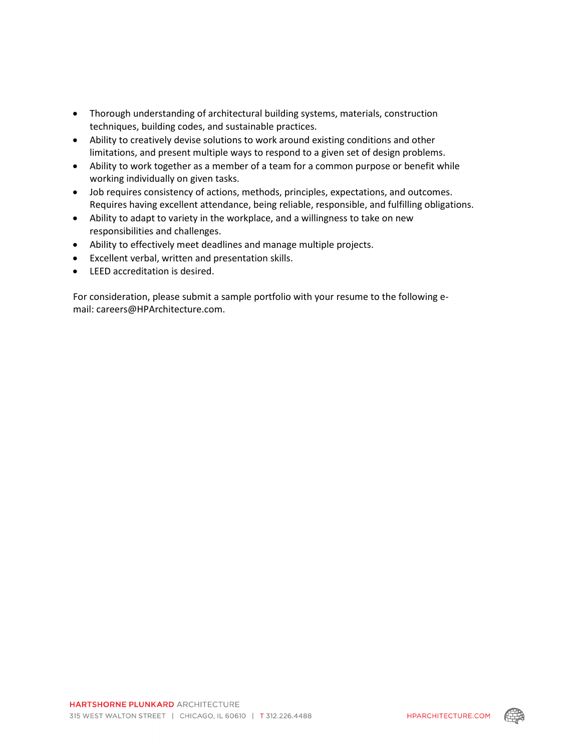- Thorough understanding of architectural building systems, materials, construction techniques, building codes, and sustainable practices.
- Ability to creatively devise solutions to work around existing conditions and other limitations, and present multiple ways to respond to a given set of design problems.
- Ability to work together as a member of a team for a common purpose or benefit while working individually on given tasks.
- Job requires consistency of actions, methods, principles, expectations, and outcomes. Requires having excellent attendance, being reliable, responsible, and fulfilling obligations.
- Ability to adapt to variety in the workplace, and a willingness to take on new responsibilities and challenges.
- Ability to effectively meet deadlines and manage multiple projects.
- Excellent verbal, written and presentation skills.
- LEED accreditation is desired.

For consideration, please submit a sample portfolio with your resume to the following e-mail: careers@HPArchitecture.com.